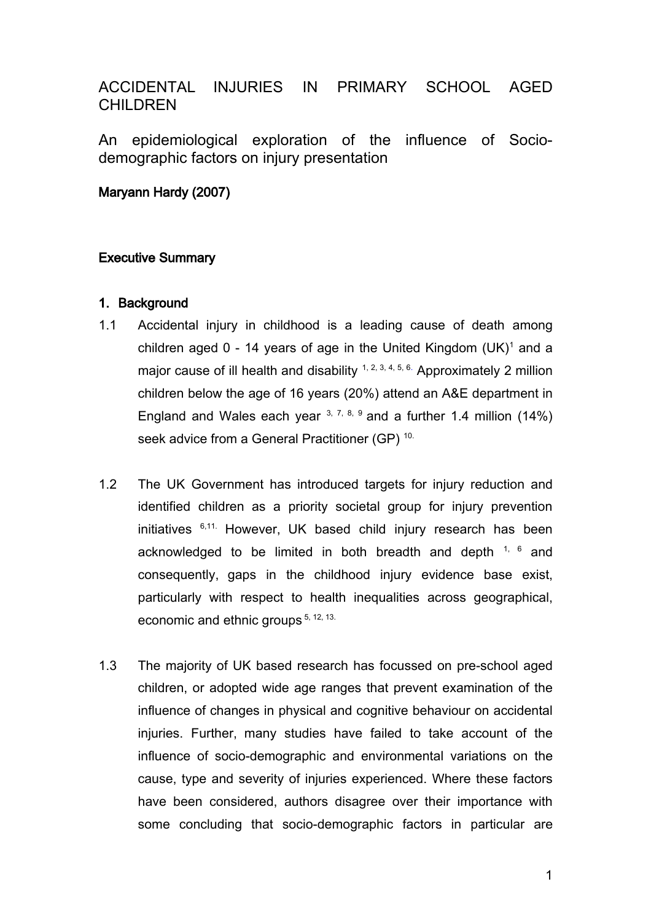# ACCIDENTAL INJURIES IN PRIMARY SCHOOL AGED CHILDREN

## An epidemiological exploration of the influence of Socio-demographic factors on injury presentation

**Maryann Hardy (2007)**

**Executive Summary**

**1. Background**

1.1 Accidental injury in childhood is a leading cause of death among children aged 0 - 14 years of age in the United Kingdom (UK)[1] and a major cause of ill health and disability [1, 2, 3, 4, 5, 6.] Approximately 2 million children below the age of 16 years (20%) attend an A&E department in England and Wales each year [3, 7, 8, 9] and a further 1.4 million (14%) seek advice from a General Practitioner (GP) [10.]

1.2 The UK Government has introduced targets for injury reduction and identified children as a priority societal group for injury prevention initiatives [6,11.] However, UK based child injury research has been acknowledged to be limited in both breadth and depth [1, 6] and consequently, gaps in the childhood injury evidence base exist, particularly with respect to health inequalities across geographical, economic and ethnic groups [5, 12, 13.]

1.3 The majority of UK based research has focussed on pre-school aged children, or adopted wide age ranges that prevent examination of the influence of changes in physical and cognitive behaviour on accidental injuries. Further, many studies have failed to take account of the influence of socio-demographic and environmental variations on the cause, type and severity of injuries experienced. Where these factors have been considered, authors disagree over their importance with some concluding that socio-demographic factors in particular are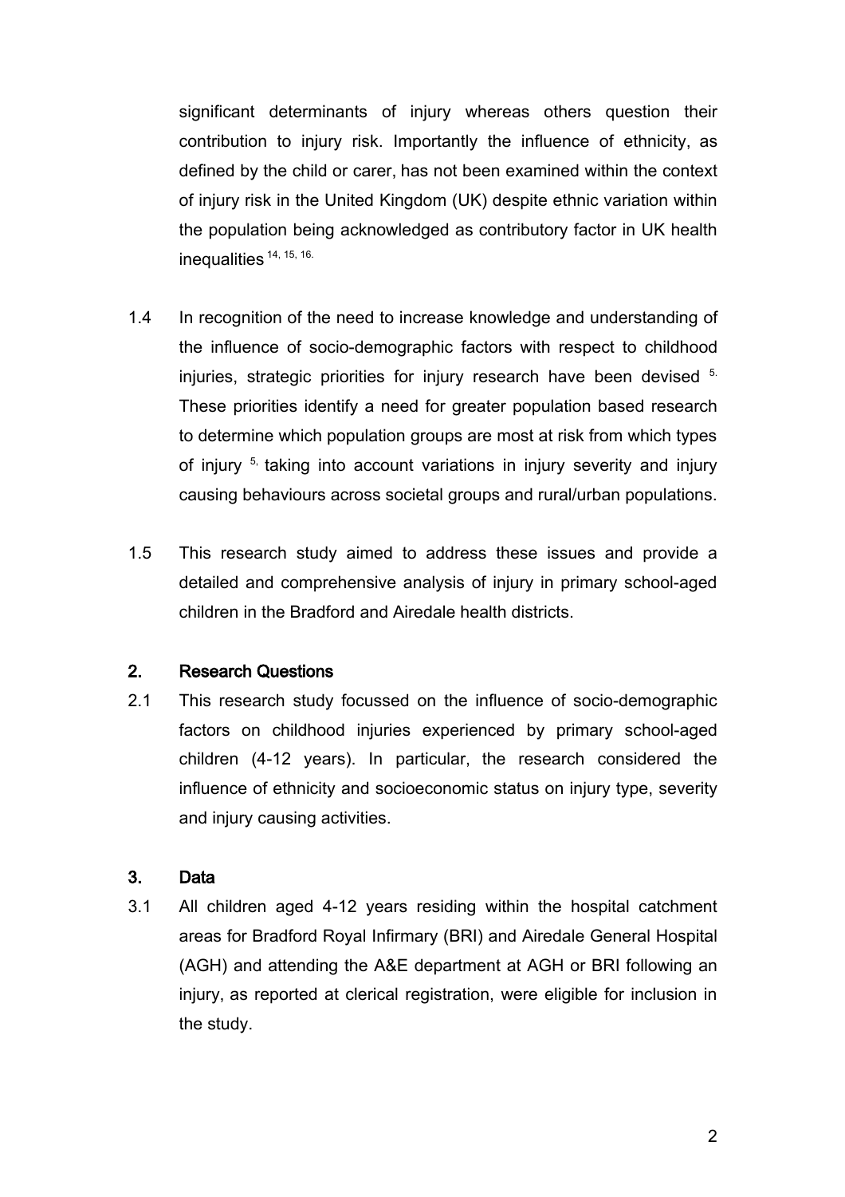significant determinants of injury whereas others question their contribution to injury risk. Importantly the influence of ethnicity, as defined by the child or carer, has not been examined within the context of injury risk in the United Kingdom (UK) despite ethnic variation within the population being acknowledged as contributory factor in UK health inequalities [14, 15, 16.]

1.4 In recognition of the need to increase knowledge and understanding of the influence of socio-demographic factors with respect to childhood injuries, strategic priorities for injury research have been devised [5.] These priorities identify a need for greater population based research to determine which population groups are most at risk from which types of injury [5,] taking into account variations in injury severity and injury causing behaviours across societal groups and rural/urban populations.

1.5 This research study aimed to address these issues and provide a detailed and comprehensive analysis of injury in primary school-aged children in the Bradford and Airedale health districts.

## 2. Research Questions

2.1 This research study focussed on the influence of socio-demographic factors on childhood injuries experienced by primary school-aged children (4-12 years). In particular, the research considered the influence of ethnicity and socioeconomic status on injury type, severity and injury causing activities.

## 3. Data

3.1 All children aged 4-12 years residing within the hospital catchment areas for Bradford Royal Infirmary (BRI) and Airedale General Hospital (AGH) and attending the A&E department at AGH or BRI following an injury, as reported at clerical registration, were eligible for inclusion in the study.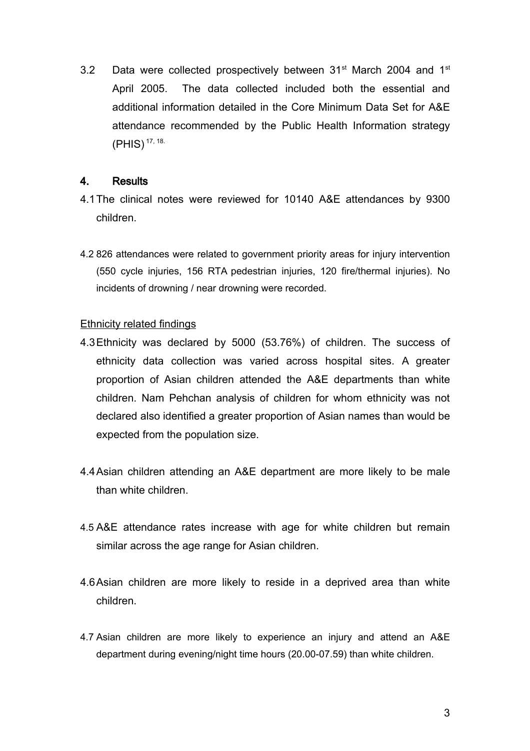3.2 Data were collected prospectively between 31st March 2004 and 1st April 2005. The data collected included both the essential and additional information detailed in the Core Minimum Data Set for A&E attendance recommended by the Public Health Information strategy (PHIS) [17, 18].

## 4. Results

4.1 The clinical notes were reviewed for 10140 A&E attendances by 9300 children.

4.2 826 attendances were related to government priority areas for injury intervention (550 cycle injuries, 156 RTA pedestrian injuries, 120 fire/thermal injuries). No incidents of drowning / near drowning were recorded.

Ethnicity related findings

4.3 Ethnicity was declared by 5000 (53.76%) of children. The success of ethnicity data collection was varied across hospital sites. A greater proportion of Asian children attended the A&E departments than white children. Nam Pehchan analysis of children for whom ethnicity was not declared also identified a greater proportion of Asian names than would be expected from the population size.

4.4 Asian children attending an A&E department are more likely to be male than white children.

4.5 A&E attendance rates increase with age for white children but remain similar across the age range for Asian children.

4.6 Asian children are more likely to reside in a deprived area than white children.

4.7 Asian children are more likely to experience an injury and attend an A&E department during evening/night time hours (20.00-07.59) than white children.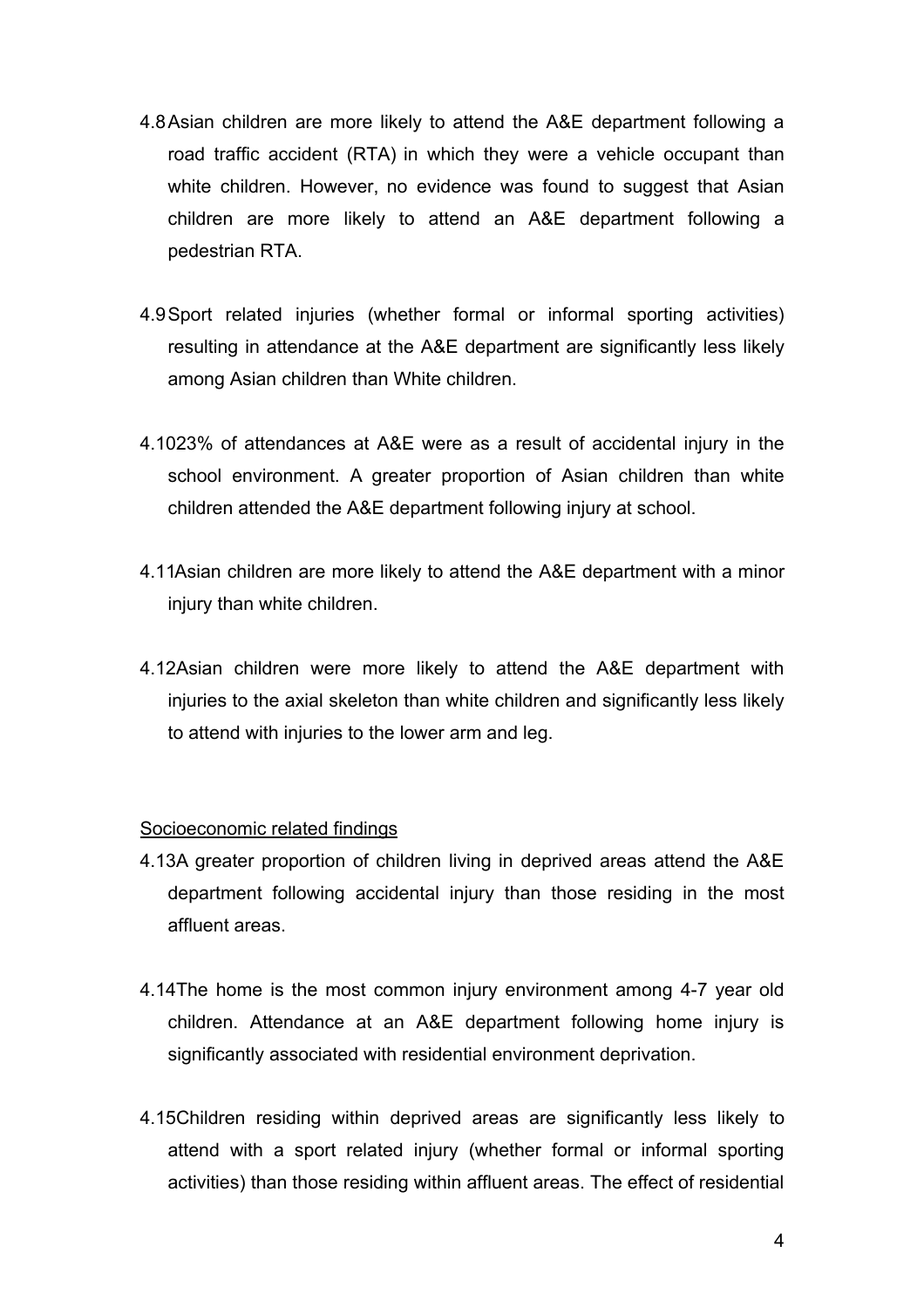4.8 Asian children are more likely to attend the A&E department following a road traffic accident (RTA) in which they were a vehicle occupant than white children. However, no evidence was found to suggest that Asian children are more likely to attend an A&E department following a pedestrian RTA.

4.9 Sport related injuries (whether formal or informal sporting activities) resulting in attendance at the A&E department are significantly less likely among Asian children than White children.

4.10 23% of attendances at A&E were as a result of accidental injury in the school environment. A greater proportion of Asian children than white children attended the A&E department following injury at school.

4.11 Asian children are more likely to attend the A&E department with a minor injury than white children.

4.12 Asian children were more likely to attend the A&E department with injuries to the axial skeleton than white children and significantly less likely to attend with injuries to the lower arm and leg.

<u>Socioeconomic related findings</u>

4.13 A greater proportion of children living in deprived areas attend the A&E department following accidental injury than those residing in the most affluent areas.

4.14 The home is the most common injury environment among 4-7 year old children. Attendance at an A&E department following home injury is significantly associated with residential environment deprivation.

4.15 Children residing within deprived areas are significantly less likely to attend with a sport related injury (whether formal or informal sporting activities) than those residing within affluent areas. The effect of residential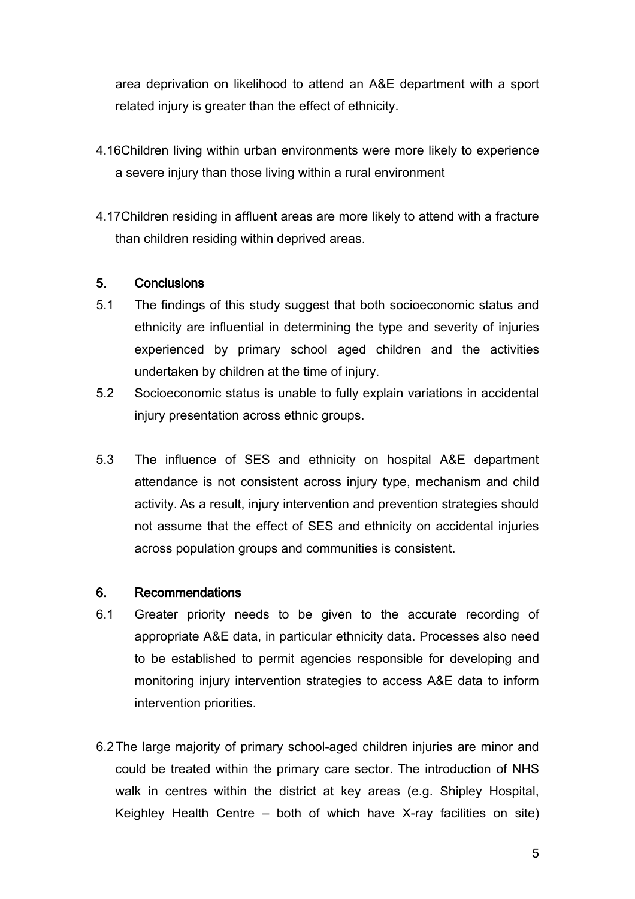area deprivation on likelihood to attend an A&E department with a sport related injury is greater than the effect of ethnicity.

4.16 Children living within urban environments were more likely to experience a severe injury than those living within a rural environment

4.17 Children residing in affluent areas are more likely to attend with a fracture than children residing within deprived areas.

## 5. Conclusions

5.1 The findings of this study suggest that both socioeconomic status and ethnicity are influential in determining the type and severity of injuries experienced by primary school aged children and the activities undertaken by children at the time of injury.

5.2 Socioeconomic status is unable to fully explain variations in accidental injury presentation across ethnic groups.

5.3 The influence of SES and ethnicity on hospital A&E department attendance is not consistent across injury type, mechanism and child activity. As a result, injury intervention and prevention strategies should not assume that the effect of SES and ethnicity on accidental injuries across population groups and communities is consistent.

## 6. Recommendations

6.1 Greater priority needs to be given to the accurate recording of appropriate A&E data, in particular ethnicity data. Processes also need to be established to permit agencies responsible for developing and monitoring injury intervention strategies to access A&E data to inform intervention priorities.

6.2 The large majority of primary school-aged children injuries are minor and could be treated within the primary care sector. The introduction of NHS walk in centres within the district at key areas (e.g. Shipley Hospital, Keighley Health Centre – both of which have X-ray facilities on site)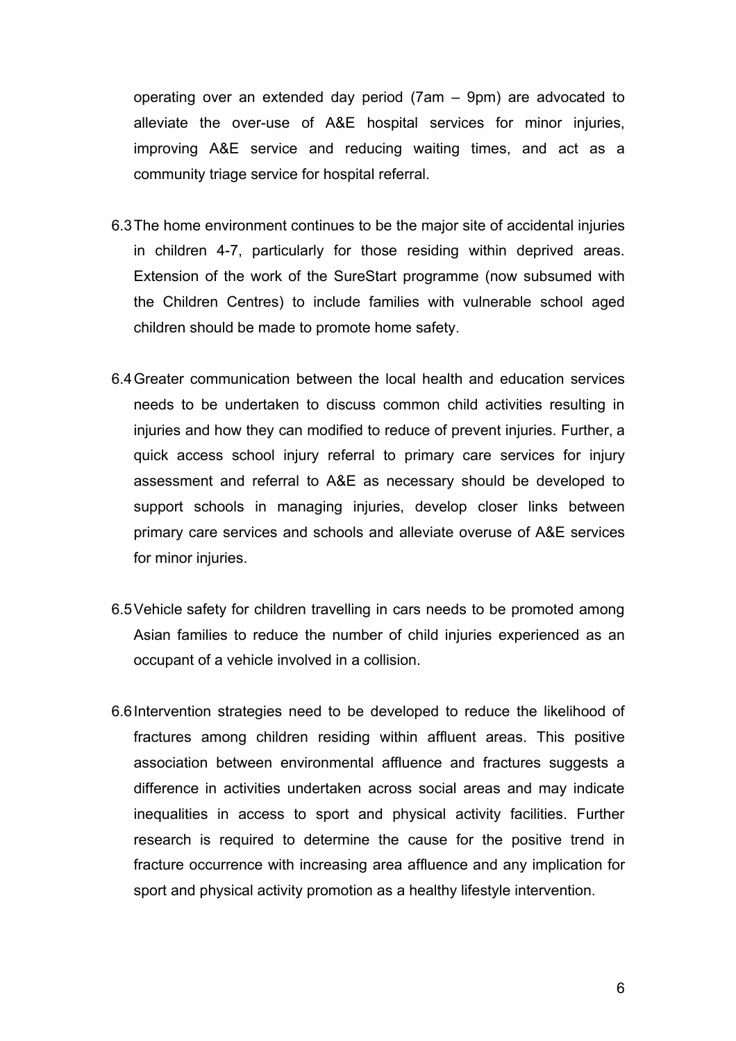operating over an extended day period (7am – 9pm) are advocated to alleviate the over-use of A&E hospital services for minor injuries, improving A&E service and reducing waiting times, and act as a community triage service for hospital referral.

6.3 The home environment continues to be the major site of accidental injuries in children 4-7, particularly for those residing within deprived areas. Extension of the work of the SureStart programme (now subsumed with the Children Centres) to include families with vulnerable school aged children should be made to promote home safety.

6.4 Greater communication between the local health and education services needs to be undertaken to discuss common child activities resulting in injuries and how they can modified to reduce of prevent injuries. Further, a quick access school injury referral to primary care services for injury assessment and referral to A&E as necessary should be developed to support schools in managing injuries, develop closer links between primary care services and schools and alleviate overuse of A&E services for minor injuries.

6.5 Vehicle safety for children travelling in cars needs to be promoted among Asian families to reduce the number of child injuries experienced as an occupant of a vehicle involved in a collision.

6.6 Intervention strategies need to be developed to reduce the likelihood of fractures among children residing within affluent areas. This positive association between environmental affluence and fractures suggests a difference in activities undertaken across social areas and may indicate inequalities in access to sport and physical activity facilities. Further research is required to determine the cause for the positive trend in fracture occurrence with increasing area affluence and any implication for sport and physical activity promotion as a healthy lifestyle intervention.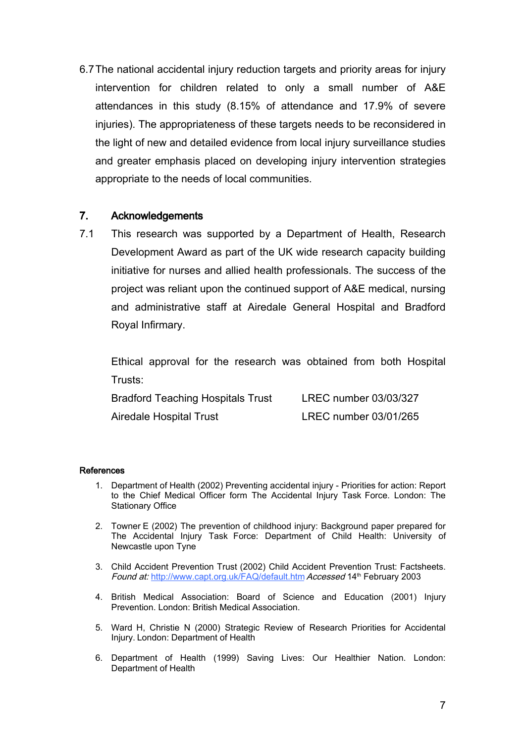6.7 The national accidental injury reduction targets and priority areas for injury intervention for children related to only a small number of A&E attendances in this study (8.15% of attendance and 17.9% of severe injuries). The appropriateness of these targets needs to be reconsidered in the light of new and detailed evidence from local injury surveillance studies and greater emphasis placed on developing injury intervention strategies appropriate to the needs of local communities.

## 7. Acknowledgements

7.1 This research was supported by a Department of Health, Research Development Award as part of the UK wide research capacity building initiative for nurses and allied health professionals. The success of the project was reliant upon the continued support of A&E medical, nursing and administrative staff at Airedale General Hospital and Bradford Royal Infirmary.

Ethical approval for the research was obtained from both Hospital Trusts:

| | |
|---|---|
| Bradford Teaching Hospitals Trust | LREC number 03/03/327 |
| Airedale Hospital Trust | LREC number 03/01/265 |

#### References

1. Department of Health (2002) Preventing accidental injury - Priorities for action: Report to the Chief Medical Officer form The Accidental Injury Task Force. London: The Stationary Office
2. Towner E (2002) The prevention of childhood injury: Background paper prepared for The Accidental Injury Task Force: Department of Child Health: University of Newcastle upon Tyne
3. Child Accident Prevention Trust (2002) Child Accident Prevention Trust: Factsheets. *Found at:* http://www.capt.org.uk/FAQ/default.htm *Accessed* 14th February 2003
4. British Medical Association: Board of Science and Education (2001) Injury Prevention. London: British Medical Association.
5. Ward H, Christie N (2000) Strategic Review of Research Priorities for Accidental Injury. London: Department of Health
6. Department of Health (1999) Saving Lives: Our Healthier Nation. London: Department of Health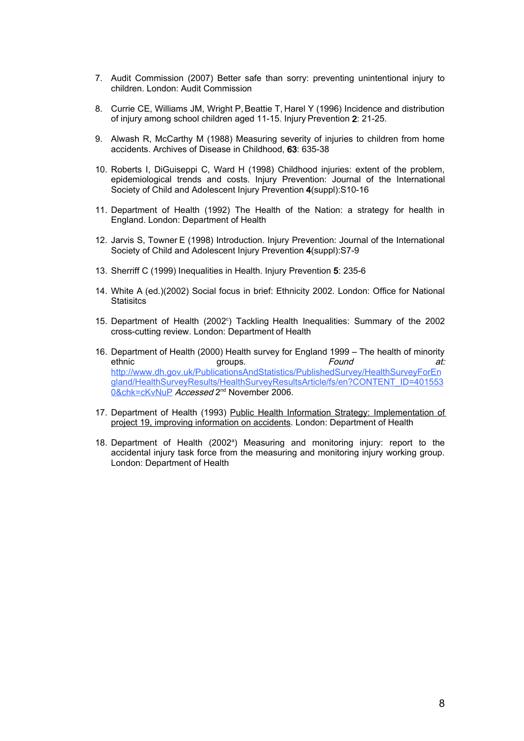7. Audit Commission (2007) Better safe than sorry: preventing unintentional injury to children. London: Audit Commission

8. Currie CE, Williams JM, Wright P, Beattie T, Harel Y (1996) Incidence and distribution of injury among school children aged 11-15. Injury Prevention **2**: 21-25.

9. Alwash R, McCarthy M (1988) Measuring severity of injuries to children from home accidents. Archives of Disease in Childhood, **63**: 635-38

10. Roberts I, DiGuiseppi C, Ward H (1998) Childhood injuries: extent of the problem, epidemiological trends and costs. Injury Prevention: Journal of the International Society of Child and Adolescent Injury Prevention **4**(suppl):S10-16

11. Department of Health (1992) The Health of the Nation: a strategy for health in England. London: Department of Health

12. Jarvis S, Towner E (1998) Introduction. Injury Prevention: Journal of the International Society of Child and Adolescent Injury Prevention **4**(suppl):S7-9

13. Sherriff C (1999) Inequalities in Health. Injury Prevention **5**: 235-6

14. White A (ed.)(2002) Social focus in brief: Ethnicity 2002. London: Office for National Statisitcs

15. Department of Health (2002[c]) Tackling Health Inequalities: Summary of the 2002 cross-cutting review. London: Department of Health

16. Department of Health (2000) Health survey for England 1999 – The health of minority ethnic groups. *Found at:* http://www.dh.gov.uk/PublicationsAndStatistics/PublishedSurvey/HealthSurveyForEngland/HealthSurveyResults/HealthSurveyResultsArticle/fs/en?CONTENT_ID=4015530&chk=cKvNuP *Accessed* 2[nd] November 2006.

17. Department of Health (1993) Public Health Information Strategy: Implementation of project 19, improving information on accidents. London: Department of Health

18. Department of Health (2002[a]) Measuring and monitoring injury: report to the accidental injury task force from the measuring and monitoring injury working group. London: Department of Health